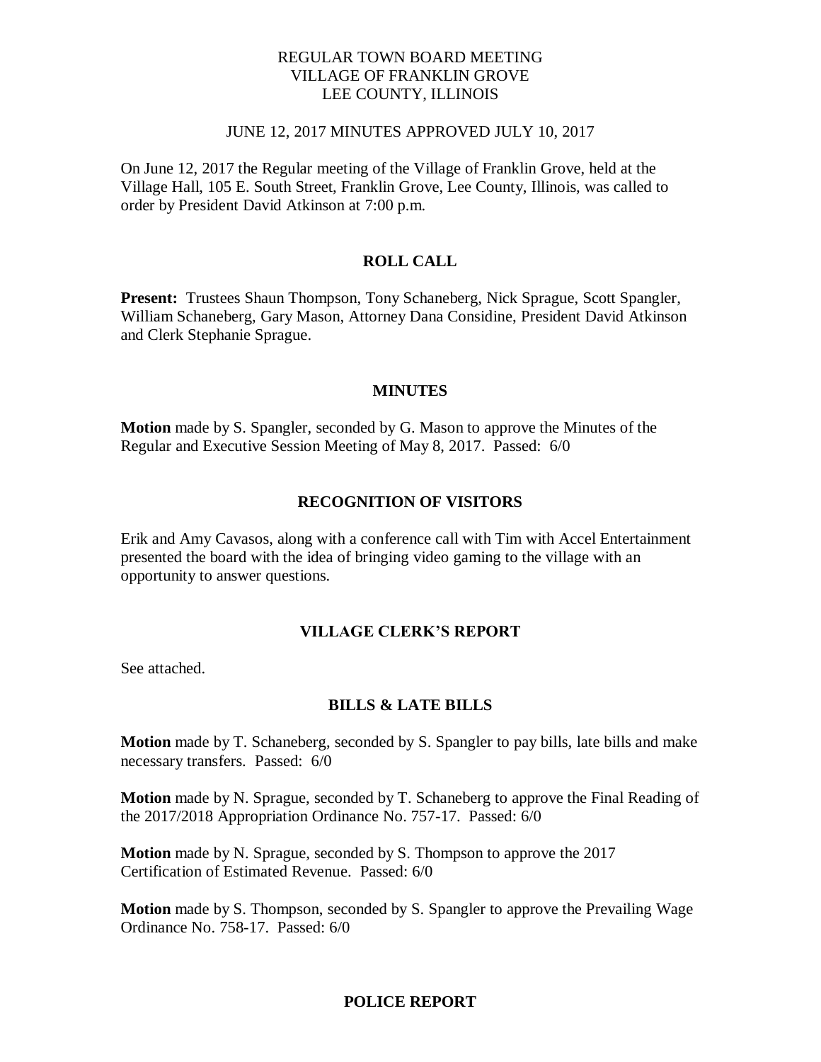REGULAR TOWN BOARD MEETING
VILLAGE OF FRANKLIN GROVE
LEE COUNTY, ILLINOIS

JUNE 12, 2017 MINUTES APPROVED JULY 10, 2017

On June 12, 2017 the Regular meeting of the Village of Franklin Grove, held at the Village Hall, 105 E. South Street, Franklin Grove, Lee County, Illinois, was called to order by President David Atkinson at 7:00 p.m.

## ROLL CALL

**Present:** Trustees Shaun Thompson, Tony Schaneberg, Nick Sprague, Scott Spangler, William Schaneberg, Gary Mason, Attorney Dana Considine, President David Atkinson and Clerk Stephanie Sprague.

## MINUTES

**Motion** made by S. Spangler, seconded by G. Mason to approve the Minutes of the Regular and Executive Session Meeting of May 8, 2017. Passed: 6/0

## RECOGNITION OF VISITORS

Erik and Amy Cavasos, along with a conference call with Tim with Accel Entertainment presented the board with the idea of bringing video gaming to the village with an opportunity to answer questions.

## VILLAGE CLERK'S REPORT

See attached.

## BILLS & LATE BILLS

**Motion** made by T. Schaneberg, seconded by S. Spangler to pay bills, late bills and make necessary transfers. Passed: 6/0

**Motion** made by N. Sprague, seconded by T. Schaneberg to approve the Final Reading of the 2017/2018 Appropriation Ordinance No. 757-17. Passed: 6/0

**Motion** made by N. Sprague, seconded by S. Thompson to approve the 2017 Certification of Estimated Revenue. Passed: 6/0

**Motion** made by S. Thompson, seconded by S. Spangler to approve the Prevailing Wage Ordinance No. 758-17. Passed: 6/0

## POLICE REPORT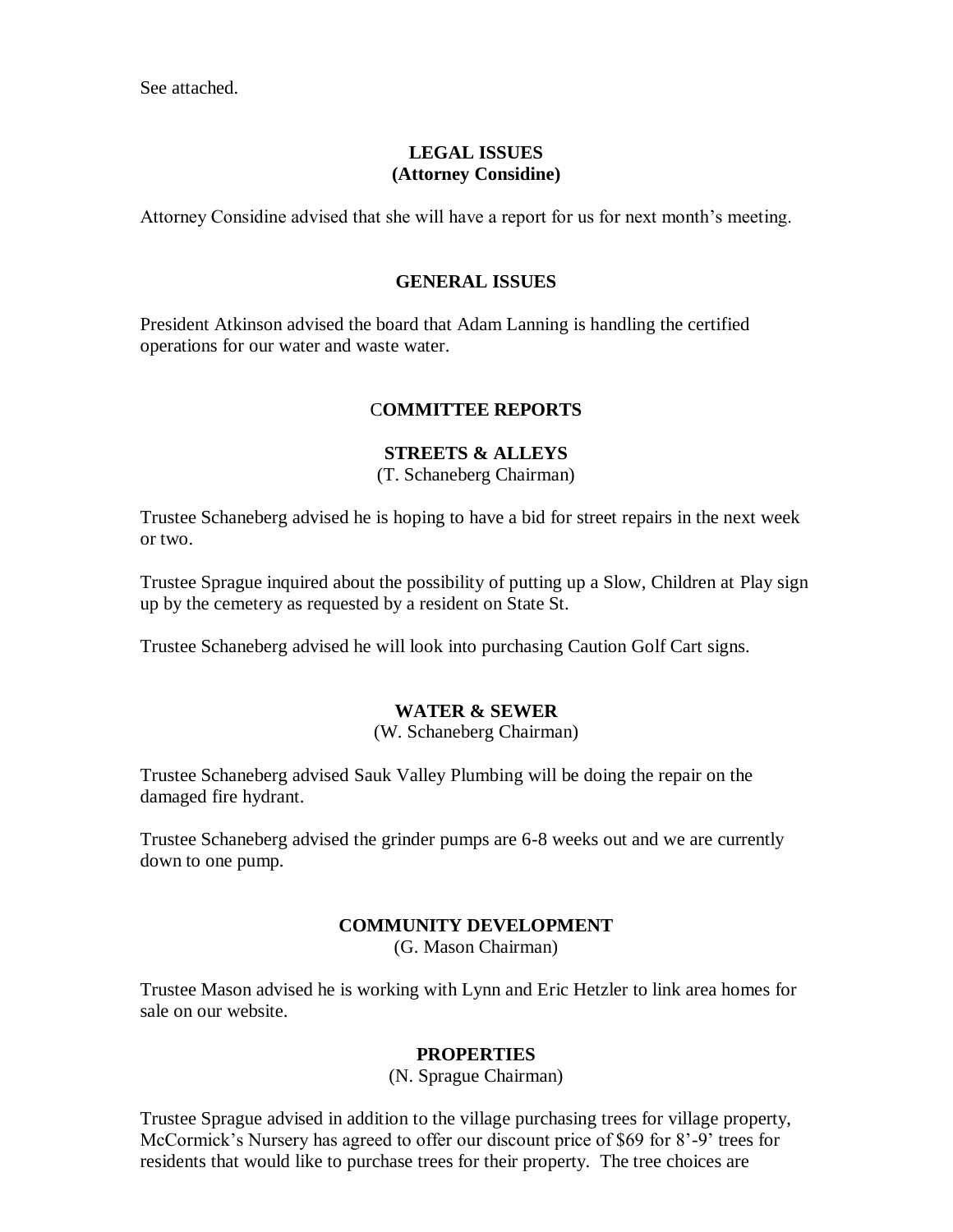See attached.

## LEGAL ISSUES
## (Attorney Considine)

Attorney Considine advised that she will have a report for us for next month's meeting.

## GENERAL ISSUES

President Atkinson advised the board that Adam Lanning is handling the certified operations for our water and waste water.

## COMMITTEE REPORTS

### STREETS & ALLEYS
(T. Schaneberg Chairman)

Trustee Schaneberg advised he is hoping to have a bid for street repairs in the next week or two.

Trustee Sprague inquired about the possibility of putting up a Slow, Children at Play sign up by the cemetery as requested by a resident on State St.

Trustee Schaneberg advised he will look into purchasing Caution Golf Cart signs.

### WATER & SEWER
(W. Schaneberg Chairman)

Trustee Schaneberg advised Sauk Valley Plumbing will be doing the repair on the damaged fire hydrant.

Trustee Schaneberg advised the grinder pumps are 6-8 weeks out and we are currently down to one pump.

### COMMUNITY DEVELOPMENT
(G. Mason Chairman)

Trustee Mason advised he is working with Lynn and Eric Hetzler to link area homes for sale on our website.

### PROPERTIES
(N. Sprague Chairman)

Trustee Sprague advised in addition to the village purchasing trees for village property, McCormick's Nursery has agreed to offer our discount price of $69 for 8'-9' trees for residents that would like to purchase trees for their property. The tree choices are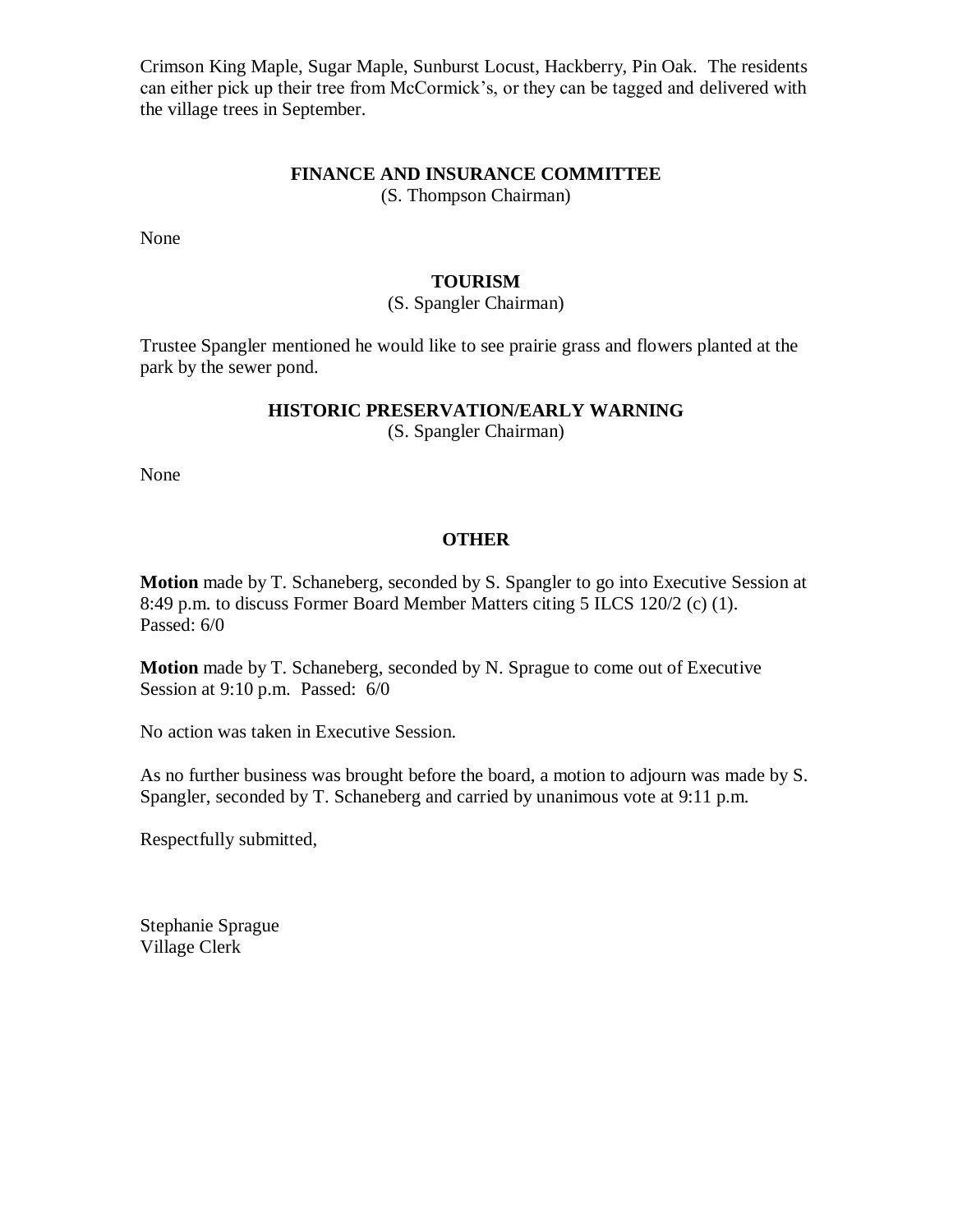Crimson King Maple, Sugar Maple, Sunburst Locust, Hackberry, Pin Oak. The residents can either pick up their tree from McCormick's, or they can be tagged and delivered with the village trees in September.

## FINANCE AND INSURANCE COMMITTEE

(S. Thompson Chairman)

None

## TOURISM

(S. Spangler Chairman)

Trustee Spangler mentioned he would like to see prairie grass and flowers planted at the park by the sewer pond.

## HISTORIC PRESERVATION/EARLY WARNING

(S. Spangler Chairman)

None

## OTHER

**Motion** made by T. Schaneberg, seconded by S. Spangler to go into Executive Session at 8:49 p.m. to discuss Former Board Member Matters citing 5 ILCS 120/2 (c) (1). Passed: 6/0

**Motion** made by T. Schaneberg, seconded by N. Sprague to come out of Executive Session at 9:10 p.m. Passed: 6/0

No action was taken in Executive Session.

As no further business was brought before the board, a motion to adjourn was made by S. Spangler, seconded by T. Schaneberg and carried by unanimous vote at 9:11 p.m.

Respectfully submitted,

Stephanie Sprague
Village Clerk